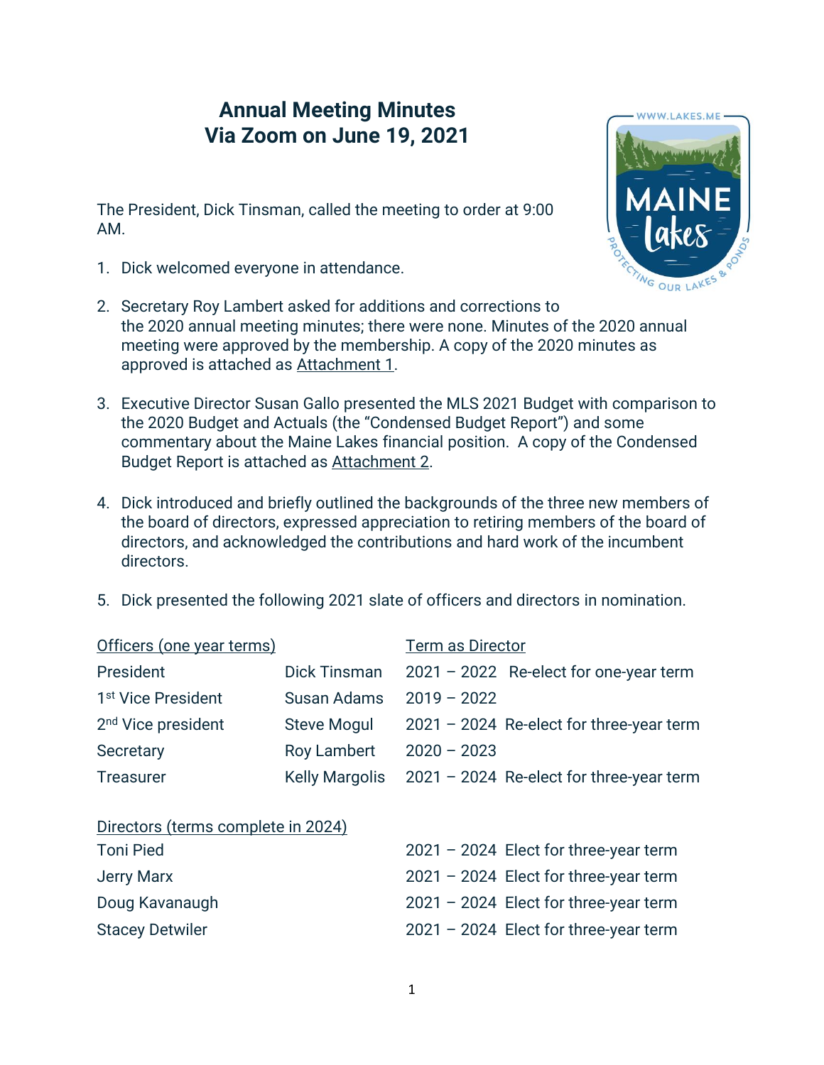# Annual Meeting Minutes
# Via Zoom on June 19, 2021

The President, Dick Tinsman, called the meeting to order at 9:00 AM.

1. Dick welcomed everyone in attendance.

2. Secretary Roy Lambert asked for additions and corrections to the 2020 annual meeting minutes; there were none. Minutes of the 2020 annual meeting were approved by the membership. A copy of the 2020 minutes as approved is attached as Attachment 1.

3. Executive Director Susan Gallo presented the MLS 2021 Budget with comparison to the 2020 Budget and Actuals (the "Condensed Budget Report") and some commentary about the Maine Lakes financial position. A copy of the Condensed Budget Report is attached as Attachment 2.

4. Dick introduced and briefly outlined the backgrounds of the three new members of the board of directors, expressed appreciation to retiring members of the board of directors, and acknowledged the contributions and hard work of the incumbent directors.

5. Dick presented the following 2021 slate of officers and directors in nomination.

| Officers (one year terms) | | Term as Director |
|---|---|---|
| President | Dick Tinsman | 2021 – 2022 Re-elect for one-year term |
| 1st Vice President | Susan Adams | 2019 – 2022 |
| 2nd Vice president | Steve Mogul | 2021 – 2024 Re-elect for three-year term |
| Secretary | Roy Lambert | 2020 – 2023 |
| Treasurer | Kelly Margolis | 2021 – 2024 Re-elect for three-year term |

| Directors (terms complete in 2024) | |
|---|---|
| Toni Pied | 2021 – 2024 Elect for three-year term |
| Jerry Marx | 2021 – 2024 Elect for three-year term |
| Doug Kavanaugh | 2021 – 2024 Elect for three-year term |
| Stacey Detwiler | 2021 – 2024 Elect for three-year term |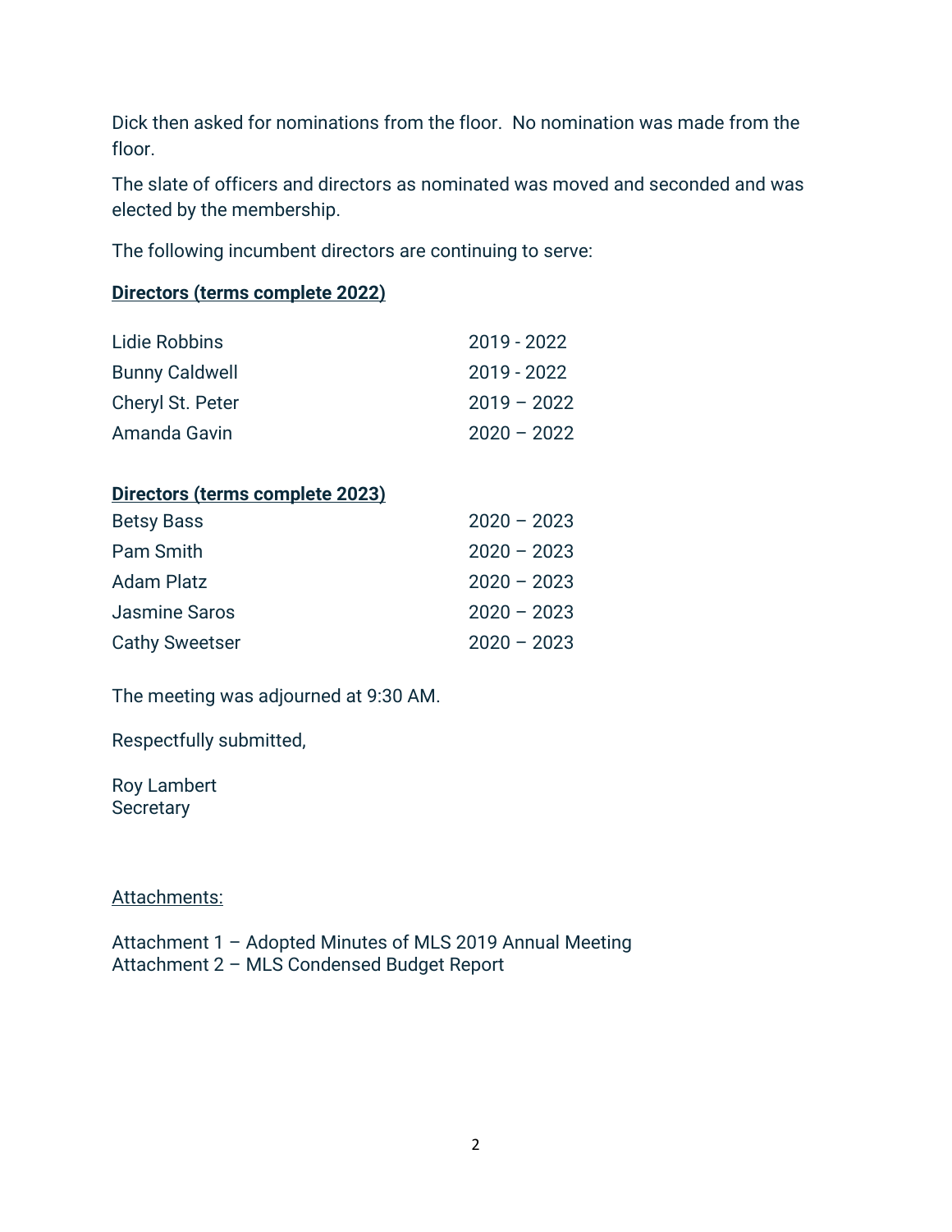Dick then asked for nominations from the floor.  No nomination was made from the floor.

The slate of officers and directors as nominated was moved and seconded and was elected by the membership.

The following incumbent directors are continuing to serve:

**<u>Directors (terms complete 2022)</u>**

| | |
|---|---|
| Lidie Robbins | 2019 - 2022 |
| Bunny Caldwell | 2019 - 2022 |
| Cheryl St. Peter | 2019 – 2022 |
| Amanda Gavin | 2020 – 2022 |

**<u>Directors (terms complete 2023)</u>**

| | |
|---|---|
| Betsy Bass | 2020 – 2023 |
| Pam Smith | 2020 – 2023 |
| Adam Platz | 2020 – 2023 |
| Jasmine Saros | 2020 – 2023 |
| Cathy Sweetser | 2020 – 2023 |

The meeting was adjourned at 9:30 AM.

Respectfully submitted,

Roy Lambert
Secretary

<u>Attachments:</u>

Attachment 1 – Adopted Minutes of MLS 2019 Annual Meeting
Attachment 2 – MLS Condensed Budget Report